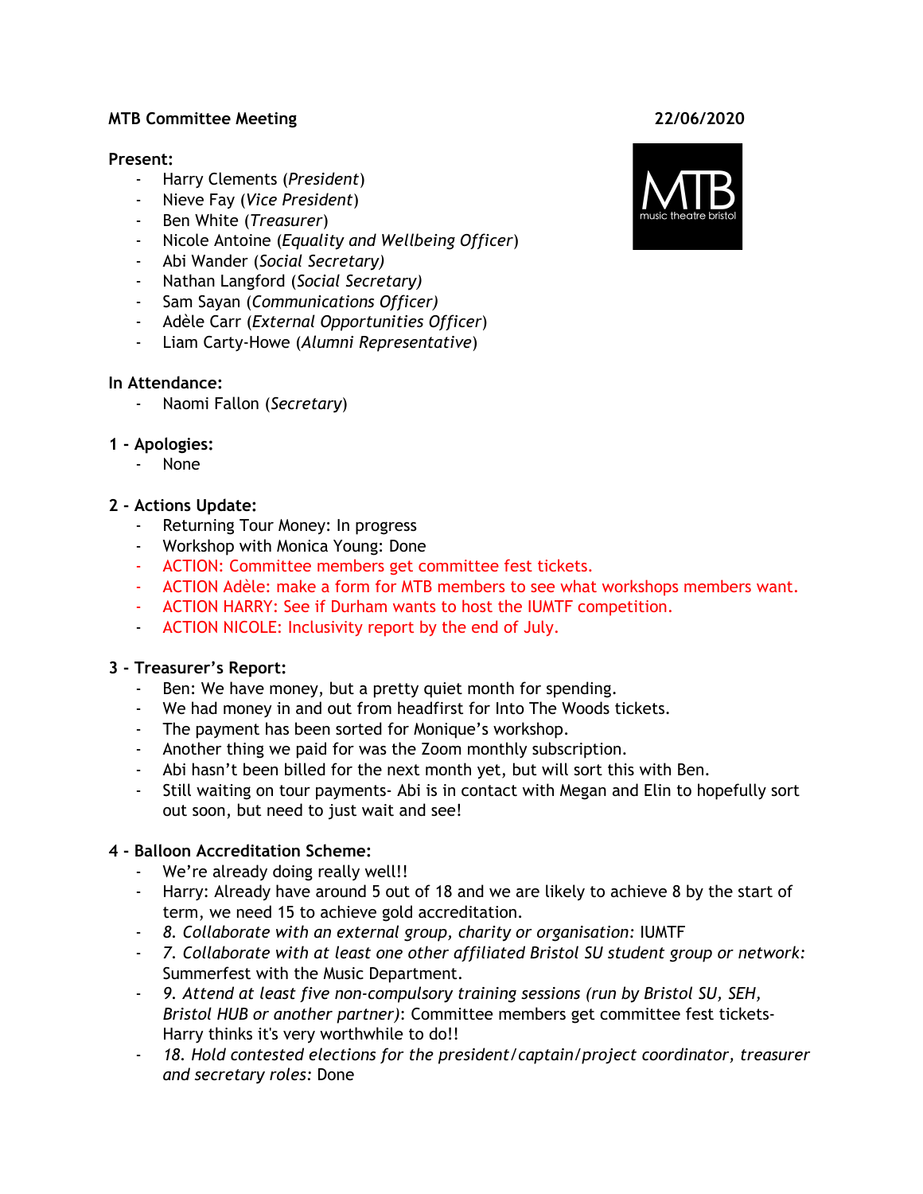**MTB Committee Meeting** **22/06/2020**

**Present:**
- Harry Clements (*President*)
- Nieve Fay (*Vice President*)
- Ben White (*Treasurer*)
- Nicole Antoine (*Equality and Wellbeing Officer*)
- Abi Wander (*Social Secretary)*
- Nathan Langford (*Social Secretary)*
- Sam Sayan (*Communications Officer)*
- Adèle Carr (*External Opportunities Officer*)
- Liam Carty-Howe (*Alumni Representative*)

**In Attendance:**
- Naomi Fallon (*Secretary*)

**1 - Apologies:**
- None

**2 - Actions Update:**
- Returning Tour Money: In progress
- Workshop with Monica Young: Done
- ACTION: Committee members get committee fest tickets.
- ACTION Adèle: make a form for MTB members to see what workshops members want.
- ACTION HARRY: See if Durham wants to host the IUMTF competition.
- ACTION NICOLE: Inclusivity report by the end of July.

**3 - Treasurer's Report:**
- Ben: We have money, but a pretty quiet month for spending.
- We had money in and out from headfirst for Into The Woods tickets.
- The payment has been sorted for Monique's workshop.
- Another thing we paid for was the Zoom monthly subscription.
- Abi hasn't been billed for the next month yet, but will sort this with Ben.
- Still waiting on tour payments- Abi is in contact with Megan and Elin to hopefully sort out soon, but need to just wait and see!

**4 - Balloon Accreditation Scheme:**
- We're already doing really well!!
- Harry: Already have around 5 out of 18 and we are likely to achieve 8 by the start of term, we need 15 to achieve gold accreditation.
- *8. Collaborate with an external group, charity or organisation*: IUMTF
- *7. Collaborate with at least one other affiliated Bristol SU student group or network:* Summerfest with the Music Department.
- *9. Attend at least five non-compulsory training sessions (run by Bristol SU, SEH, Bristol HUB or another partner)*: Committee members get committee fest tickets- Harry thinks it's very worthwhile to do!!
- *18. Hold contested elections for the president/captain/project coordinator, treasurer and secretary roles:* Done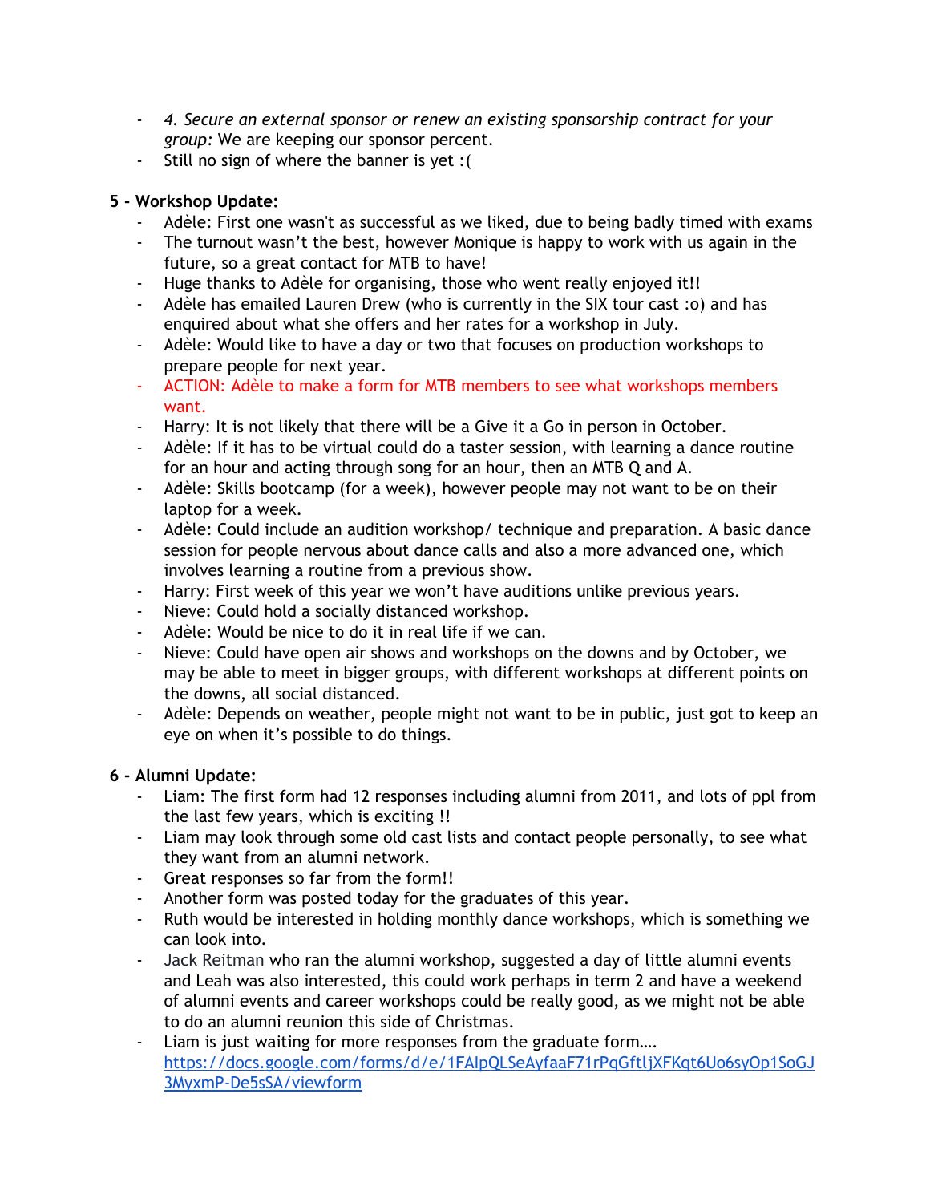- *4. Secure an external sponsor or renew an existing sponsorship contract for your group:* We are keeping our sponsor percent.
- Still no sign of where the banner is yet :(

**5 - Workshop Update:**

- Adèle: First one wasn't as successful as we liked, due to being badly timed with exams
- The turnout wasn't the best, however Monique is happy to work with us again in the future, so a great contact for MTB to have!
- Huge thanks to Adèle for organising, those who went really enjoyed it!!
- Adèle has emailed Lauren Drew (who is currently in the SIX tour cast :o) and has enquired about what she offers and her rates for a workshop in July.
- Adèle: Would like to have a day or two that focuses on production workshops to prepare people for next year.
- ACTION: Adèle to make a form for MTB members to see what workshops members want.
- Harry: It is not likely that there will be a Give it a Go in person in October.
- Adèle: If it has to be virtual could do a taster session, with learning a dance routine for an hour and acting through song for an hour, then an MTB Q and A.
- Adèle: Skills bootcamp (for a week), however people may not want to be on their laptop for a week.
- Adèle: Could include an audition workshop/ technique and preparation. A basic dance session for people nervous about dance calls and also a more advanced one, which involves learning a routine from a previous show.
- Harry: First week of this year we won't have auditions unlike previous years.
- Nieve: Could hold a socially distanced workshop.
- Adèle: Would be nice to do it in real life if we can.
- Nieve: Could have open air shows and workshops on the downs and by October, we may be able to meet in bigger groups, with different workshops at different points on the downs, all social distanced.
- Adèle: Depends on weather, people might not want to be in public, just got to keep an eye on when it's possible to do things.

**6 - Alumni Update:**

- Liam: The first form had 12 responses including alumni from 2011, and lots of ppl from the last few years, which is exciting !!
- Liam may look through some old cast lists and contact people personally, to see what they want from an alumni network.
- Great responses so far from the form!!
- Another form was posted today for the graduates of this year.
- Ruth would be interested in holding monthly dance workshops, which is something we can look into.
- Jack Reitman who ran the alumni workshop, suggested a day of little alumni events and Leah was also interested, this could work perhaps in term 2 and have a weekend of alumni events and career workshops could be really good, as we might not be able to do an alumni reunion this side of Christmas.
- Liam is just waiting for more responses from the graduate form…. [https://docs.google.com/forms/d/e/1FAIpQLSeAyfaaF71rPqGftljXFKqt6Uo6syOp1SoGJ3MyxmP-De5sSA/viewform](https://docs.google.com/forms/d/e/1FAIpQLSeAyfaaF71rPqGftljXFKqt6Uo6syOp1SoGJ3MyxmP-De5sSA/viewform)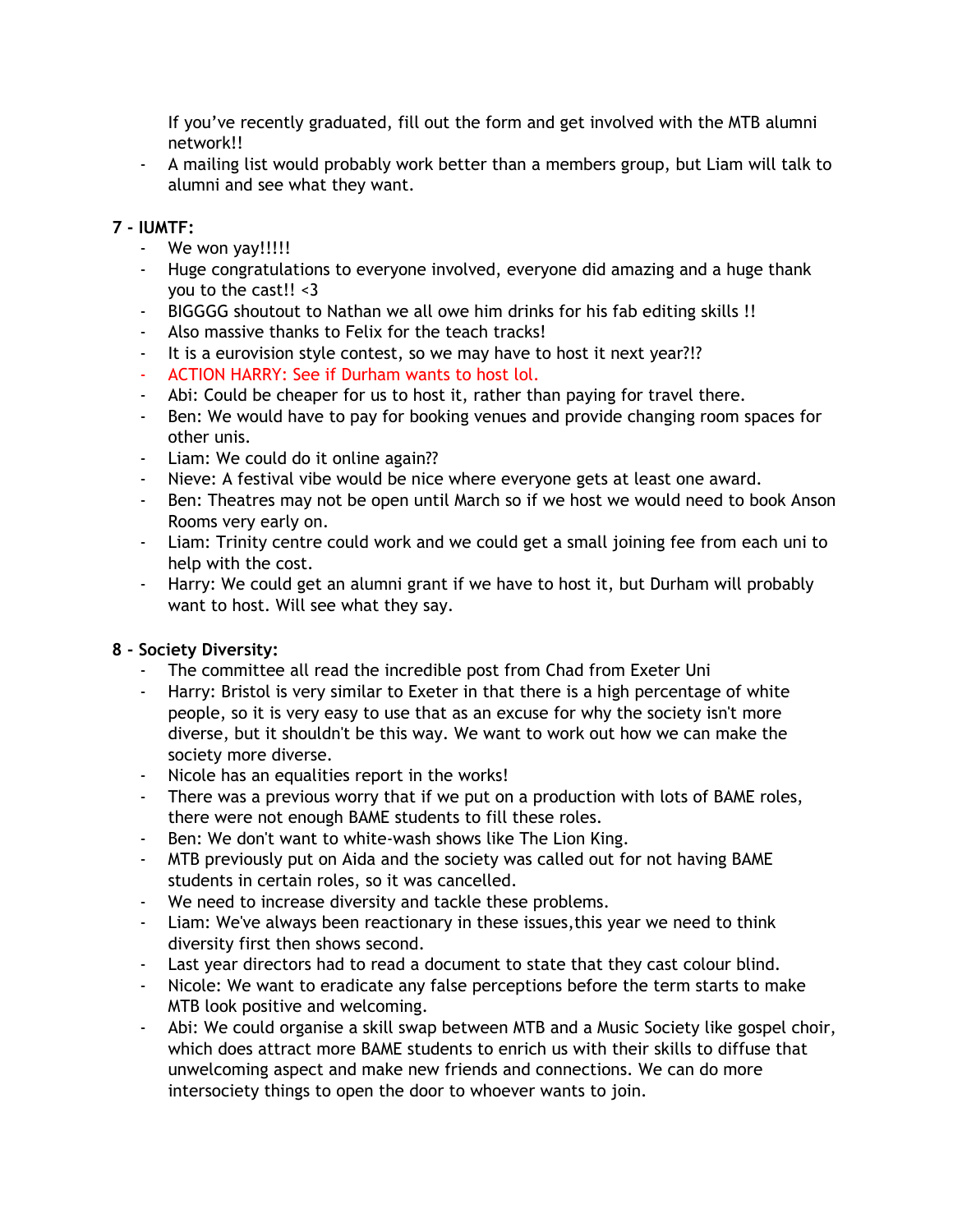If you've recently graduated, fill out the form and get involved with the MTB alumni network!!

- A mailing list would probably work better than a members group, but Liam will talk to alumni and see what they want.

**7 - IUMTF:**

- We won yay!!!!!
- Huge congratulations to everyone involved, everyone did amazing and a huge thank you to the cast!! <3
- BIGGGG shoutout to Nathan we all owe him drinks for his fab editing skills !!
- Also massive thanks to Felix for the teach tracks!
- It is a eurovision style contest, so we may have to host it next year?!?
- ACTION HARRY: See if Durham wants to host lol.
- Abi: Could be cheaper for us to host it, rather than paying for travel there.
- Ben: We would have to pay for booking venues and provide changing room spaces for other unis.
- Liam: We could do it online again??
- Nieve: A festival vibe would be nice where everyone gets at least one award.
- Ben: Theatres may not be open until March so if we host we would need to book Anson Rooms very early on.
- Liam: Trinity centre could work and we could get a small joining fee from each uni to help with the cost.
- Harry: We could get an alumni grant if we have to host it, but Durham will probably want to host. Will see what they say.

**8 - Society Diversity:**

- The committee all read the incredible post from Chad from Exeter Uni
- Harry: Bristol is very similar to Exeter in that there is a high percentage of white people, so it is very easy to use that as an excuse for why the society isn't more diverse, but it shouldn't be this way. We want to work out how we can make the society more diverse.
- Nicole has an equalities report in the works!
- There was a previous worry that if we put on a production with lots of BAME roles, there were not enough BAME students to fill these roles.
- Ben: We don't want to white-wash shows like The Lion King.
- MTB previously put on Aida and the society was called out for not having BAME students in certain roles, so it was cancelled.
- We need to increase diversity and tackle these problems.
- Liam: We've always been reactionary in these issues,this year we need to think diversity first then shows second.
- Last year directors had to read a document to state that they cast colour blind.
- Nicole: We want to eradicate any false perceptions before the term starts to make MTB look positive and welcoming.
- Abi: We could organise a skill swap between MTB and a Music Society like gospel choir, which does attract more BAME students to enrich us with their skills to diffuse that unwelcoming aspect and make new friends and connections. We can do more intersociety things to open the door to whoever wants to join.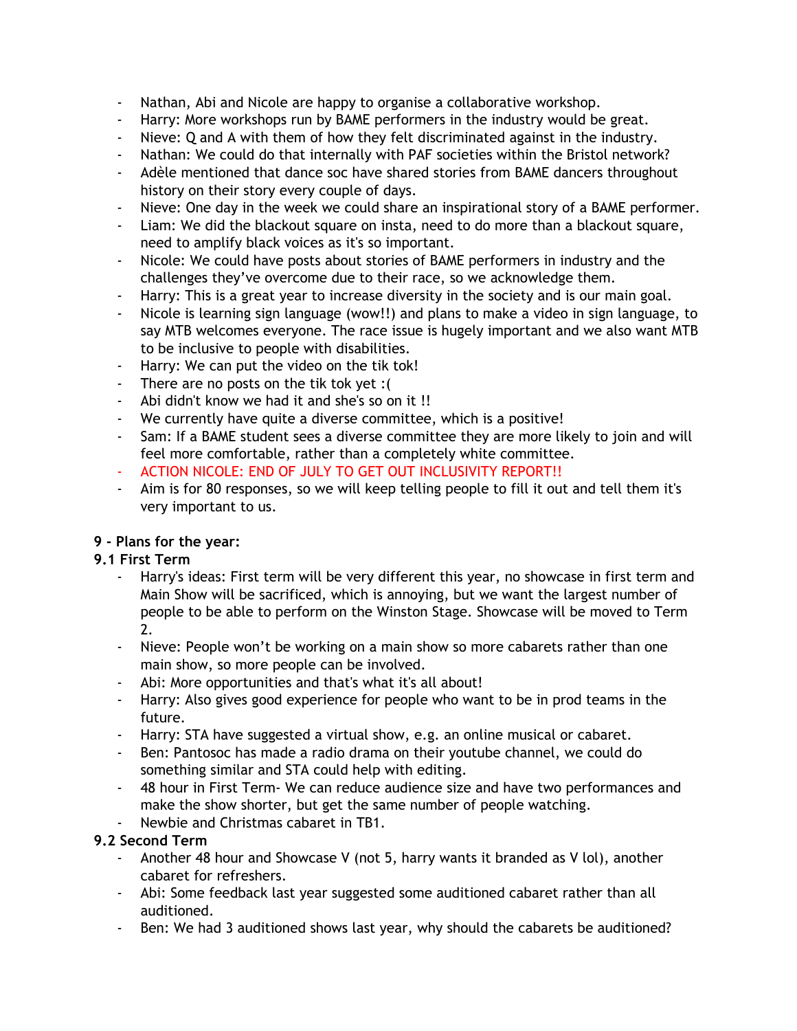- Nathan, Abi and Nicole are happy to organise a collaborative workshop.
- Harry: More workshops run by BAME performers in the industry would be great.
- Nieve: Q and A with them of how they felt discriminated against in the industry.
- Nathan: We could do that internally with PAF societies within the Bristol network?
- Adèle mentioned that dance soc have shared stories from BAME dancers throughout history on their story every couple of days.
- Nieve: One day in the week we could share an inspirational story of a BAME performer.
- Liam: We did the blackout square on insta, need to do more than a blackout square, need to amplify black voices as it's so important.
- Nicole: We could have posts about stories of BAME performers in industry and the challenges they've overcome due to their race, so we acknowledge them.
- Harry: This is a great year to increase diversity in the society and is our main goal.
- Nicole is learning sign language (wow!!) and plans to make a video in sign language, to say MTB welcomes everyone. The race issue is hugely important and we also want MTB to be inclusive to people with disabilities.
- Harry: We can put the video on the tik tok!
- There are no posts on the tik tok yet :(
- Abi didn't know we had it and she's so on it !!
- We currently have quite a diverse committee, which is a positive!
- Sam: If a BAME student sees a diverse committee they are more likely to join and will feel more comfortable, rather than a completely white committee.
- ACTION NICOLE: END OF JULY TO GET OUT INCLUSIVITY REPORT!!
- Aim is for 80 responses, so we will keep telling people to fill it out and tell them it's very important to us.

**9 - Plans for the year:**

**9.1 First Term**

- Harry's ideas: First term will be very different this year, no showcase in first term and Main Show will be sacrificed, which is annoying, but we want the largest number of people to be able to perform on the Winston Stage. Showcase will be moved to Term 2.
- Nieve: People won't be working on a main show so more cabarets rather than one main show, so more people can be involved.
- Abi: More opportunities and that's what it's all about!
- Harry: Also gives good experience for people who want to be in prod teams in the future.
- Harry: STA have suggested a virtual show, e.g. an online musical or cabaret.
- Ben: Pantosoc has made a radio drama on their youtube channel, we could do something similar and STA could help with editing.
- 48 hour in First Term- We can reduce audience size and have two performances and make the show shorter, but get the same number of people watching.
- Newbie and Christmas cabaret in TB1.

**9.2 Second Term**

- Another 48 hour and Showcase V (not 5, harry wants it branded as V lol), another cabaret for refreshers.
- Abi: Some feedback last year suggested some auditioned cabaret rather than all auditioned.
- Ben: We had 3 auditioned shows last year, why should the cabarets be auditioned?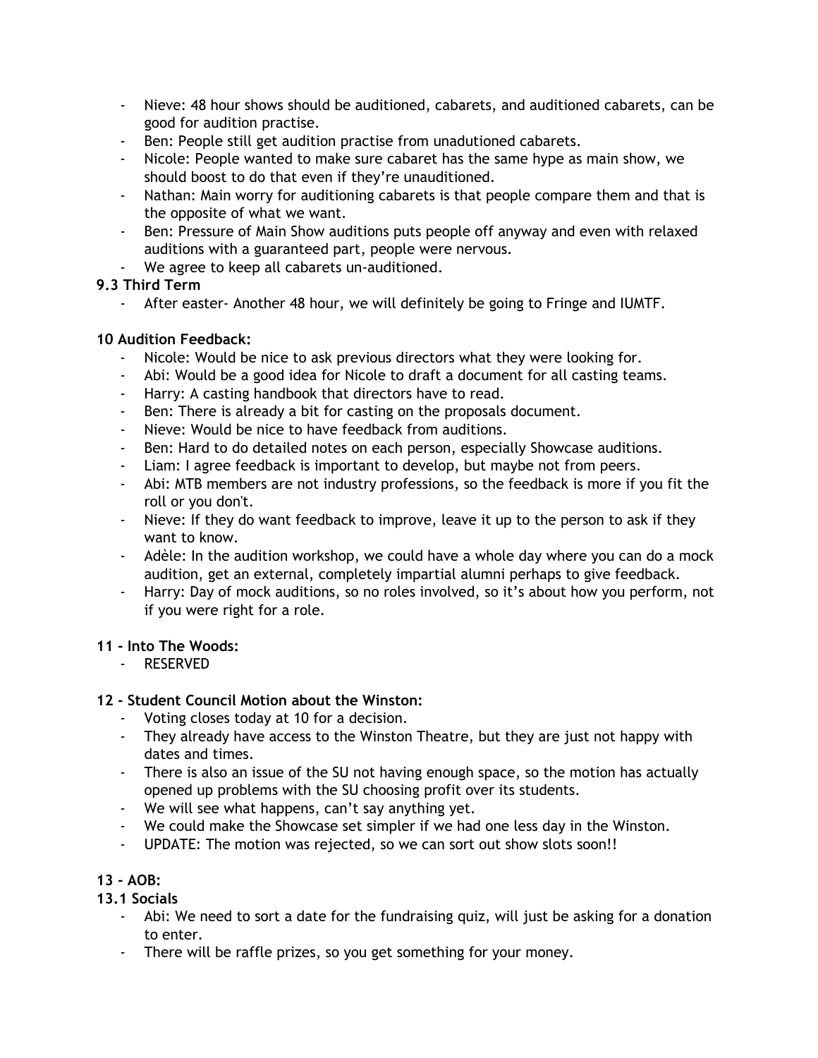- Nieve: 48 hour shows should be auditioned, cabarets, and auditioned cabarets, can be good for audition practise.
- Ben: People still get audition practise from unadutioned cabarets.
- Nicole: People wanted to make sure cabaret has the same hype as main show, we should boost to do that even if they're unauditioned.
- Nathan: Main worry for auditioning cabarets is that people compare them and that is the opposite of what we want.
- Ben: Pressure of Main Show auditions puts people off anyway and even with relaxed auditions with a guaranteed part, people were nervous.
- We agree to keep all cabarets un-auditioned.

**9.3 Third Term**

- After easter- Another 48 hour, we will definitely be going to Fringe and IUMTF.

**10 Audition Feedback:**

- Nicole: Would be nice to ask previous directors what they were looking for.
- Abi: Would be a good idea for Nicole to draft a document for all casting teams.
- Harry: A casting handbook that directors have to read.
- Ben: There is already a bit for casting on the proposals document.
- Nieve: Would be nice to have feedback from auditions.
- Ben: Hard to do detailed notes on each person, especially Showcase auditions.
- Liam: I agree feedback is important to develop, but maybe not from peers.
- Abi: MTB members are not industry professions, so the feedback is more if you fit the roll or you don't.
- Nieve: If they do want feedback to improve, leave it up to the person to ask if they want to know.
- Adèle: In the audition workshop, we could have a whole day where you can do a mock audition, get an external, completely impartial alumni perhaps to give feedback.
- Harry: Day of mock auditions, so no roles involved, so it's about how you perform, not if you were right for a role.

**11 - Into The Woods:**

- RESERVED

**12 - Student Council Motion about the Winston:**

- Voting closes today at 10 for a decision.
- They already have access to the Winston Theatre, but they are just not happy with dates and times.
- There is also an issue of the SU not having enough space, so the motion has actually opened up problems with the SU choosing profit over its students.
- We will see what happens, can't say anything yet.
- We could make the Showcase set simpler if we had one less day in the Winston.
- UPDATE: The motion was rejected, so we can sort out show slots soon!!

**13 - AOB:**

**13.1 Socials**

- Abi: We need to sort a date for the fundraising quiz, will just be asking for a donation to enter.
- There will be raffle prizes, so you get something for your money.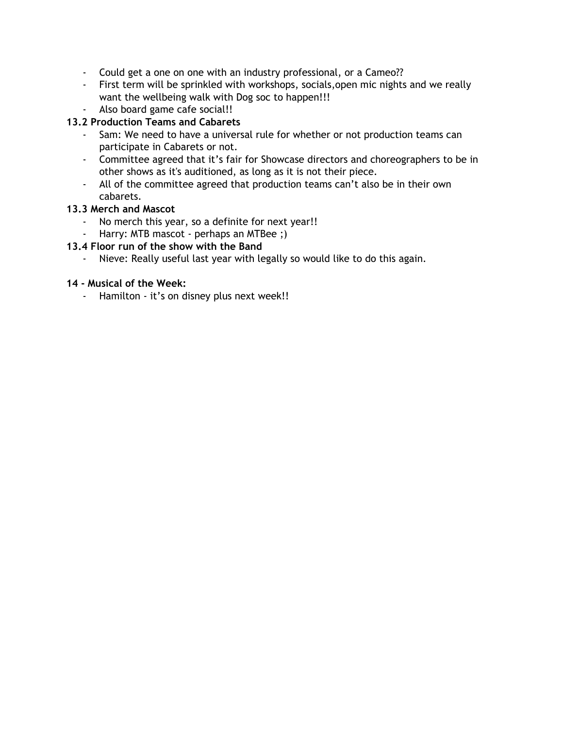- Could get a one on one with an industry professional, or a Cameo??
- First term will be sprinkled with workshops, socials,open mic nights and we really want the wellbeing walk with Dog soc to happen!!!
- Also board game cafe social!!

### 13.2 Production Teams and Cabarets

- Sam: We need to have a universal rule for whether or not production teams can participate in Cabarets or not.
- Committee agreed that it's fair for Showcase directors and choreographers to be in other shows as it's auditioned, as long as it is not their piece.
- All of the committee agreed that production teams can't also be in their own cabarets.

### 13.3 Merch and Mascot

- No merch this year, so a definite for next year!!
- Harry: MTB mascot - perhaps an MTBee ;)

### 13.4 Floor run of the show with the Band

- Nieve: Really useful last year with legally so would like to do this again.

## 14 - Musical of the Week:

- Hamilton - it's on disney plus next week!!